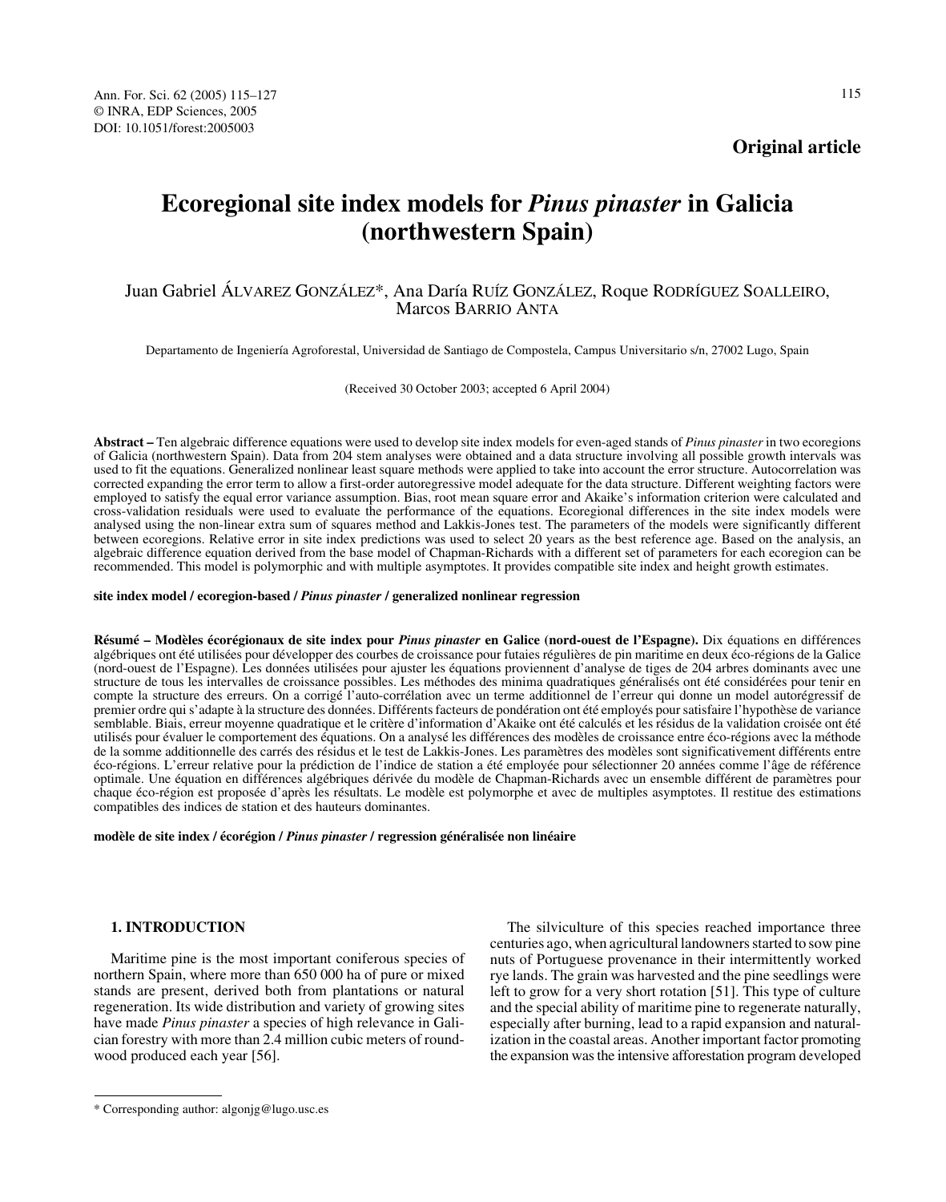Original article

# Ecoregional site index models for *Pinus pinaster* in Galicia (northwestern Spain)

Juan Gabriel ÁLVAREZ GONZÁLEZ*, Ana Daría RUÍZ GONZÁLEZ, Roque RODRÍGUEZ SOALLEIRO, Marcos BARRIO ANTA

Departamento de Ingeniería Agroforestal, Universidad de Santiago de Compostela, Campus Universitario s/n, 27002 Lugo, Spain

(Received 30 October 2003; accepted 6 April 2004)

**Abstract –** Ten algebraic difference equations were used to develop site index models for even-aged stands of *Pinus pinaster* in two ecoregions of Galicia (northwestern Spain). Data from 204 stem analyses were obtained and a data structure involving all possible growth intervals was used to fit the equations. Generalized nonlinear least square methods were applied to take into account the error structure. Autocorrelation was corrected expanding the error term to allow a first-order autoregressive model adequate for the data structure. Different weighting factors were employed to satisfy the equal error variance assumption. Bias, root mean square error and Akaike's information criterion were calculated and cross-validation residuals were used to evaluate the performance of the equations. Ecoregional differences in the site index models were analysed using the non-linear extra sum of squares method and Lakkis-Jones test. The parameters of the models were significantly different between ecoregions. Relative error in site index predictions was used to select 20 years as the best reference age. Based on the analysis, an algebraic difference equation derived from the base model of Chapman-Richards with a different set of parameters for each ecoregion can be recommended. This model is polymorphic and with multiple asymptotes. It provides compatible site index and height growth estimates.

**site index model / ecoregion-based / *Pinus pinaster* / generalized nonlinear regression**

**Résumé – Modèles écorégionaux de site index pour *Pinus pinaster* en Galice (nord-ouest de l'Espagne).** Dix équations en différences algébriques ont été utilisées pour développer des courbes de croissance pour futaies régulières de pin maritime en deux éco-régions de la Galice (nord-ouest de l'Espagne). Les données utilisées pour ajuster les équations proviennent d'analyse de tiges de 204 arbres dominants avec une structure de tous les intervalles de croissance possibles. Les méthodes des minima quadratiques généralisés ont été considérées pour tenir en compte la structure des erreurs. On a corrigé l'auto-corrélation avec un terme additionnel de l'erreur qui donne un model autorégressif de premier ordre qui s'adapte à la structure des données. Différents facteurs de pondération ont été employés pour satisfaire l'hypothèse de variance semblable. Biais, erreur moyenne quadratique et le critère d'information d'Akaike ont été calculés et les résidus de la validation croisée ont été utilisés pour évaluer le comportement des équations. On a analysé les différences des modèles de croissance entre éco-régions avec la méthode de la somme additionnelle des carrés des résidus et le test de Lakkis-Jones. Les paramètres des modèles sont significativement différents entre éco-régions. L'erreur relative pour la prédiction de l'indice de station a été employée pour sélectionner 20 années comme l'âge de référence optimale. Une équation en différences algébriques dérivée du modèle de Chapman-Richards avec un ensemble différent de paramètres pour chaque éco-région est proposée d'après les résultats. Le modèle est polymorphe et avec de multiples asymptotes. Il restitue des estimations compatibles des indices de station et des hauteurs dominantes.

**modèle de site index / écorégion / *Pinus pinaster* / regression généralisée non linéaire**

## 1. INTRODUCTION

Maritime pine is the most important coniferous species of northern Spain, where more than 650 000 ha of pure or mixed stands are present, derived both from plantations or natural regeneration. Its wide distribution and variety of growing sites have made *Pinus pinaster* a species of high relevance in Galician forestry with more than 2.4 million cubic meters of roundwood produced each year [56].

The silviculture of this species reached importance three centuries ago, when agricultural landowners started to sow pine nuts of Portuguese provenance in their intermittently worked rye lands. The grain was harvested and the pine seedlings were left to grow for a very short rotation [51]. This type of culture and the special ability of maritime pine to regenerate naturally, especially after burning, lead to a rapid expansion and naturalization in the coastal areas. Another important factor promoting the expansion was the intensive afforestation program developed

* Corresponding author: algonjg@lugo.usc.es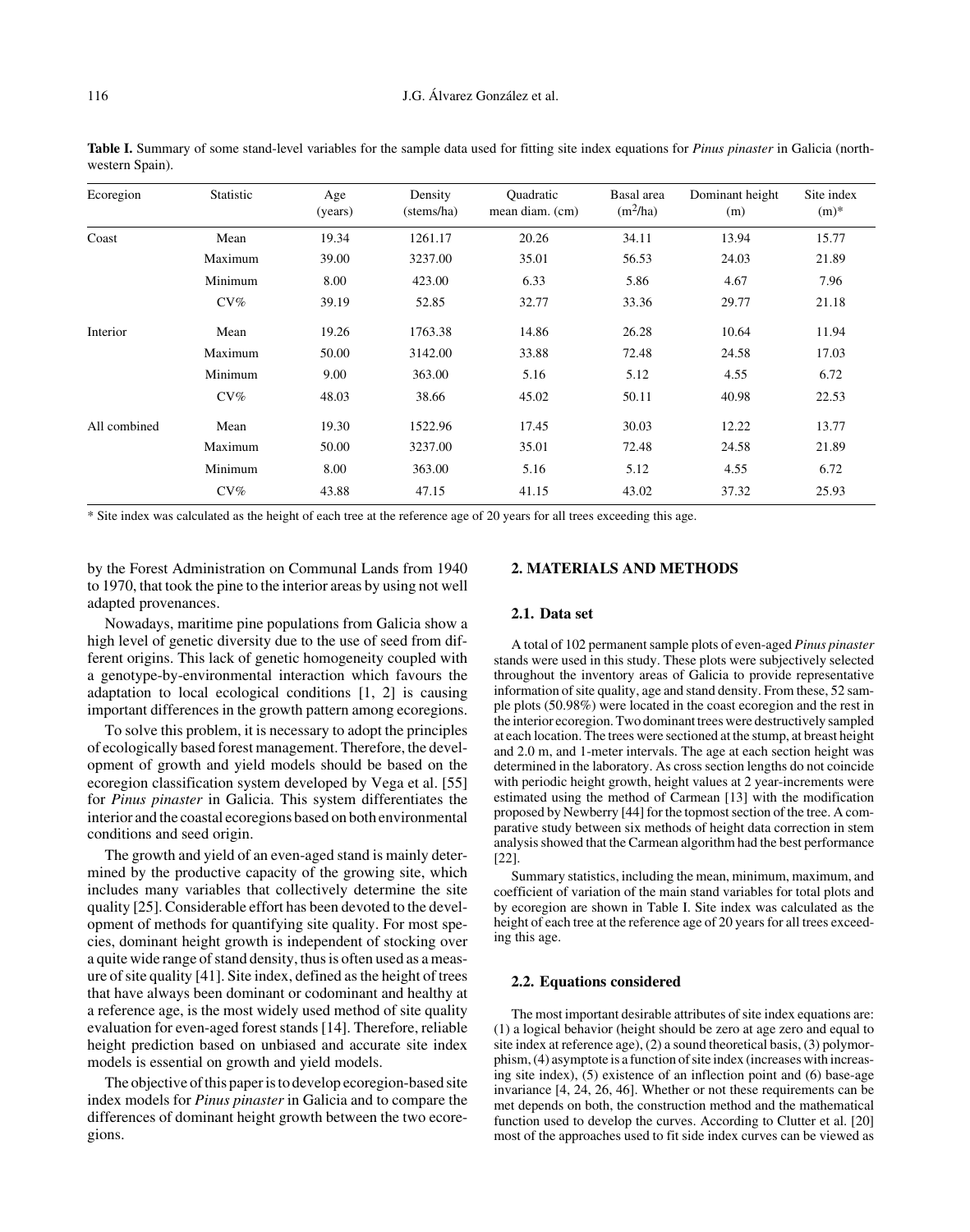**Table I.** Summary of some stand-level variables for the sample data used for fitting site index equations for *Pinus pinaster* in Galicia (northwestern Spain).

| Ecoregion | Statistic | Age (years) | Density (stems/ha) | Quadratic mean diam. (cm) | Basal area ($m^2$/ha) | Dominant height (m) | Site index (m)* |
|---|---|---|---|---|---|---|---|
| Coast | Mean | 19.34 | 1261.17 | 20.26 | 34.11 | 13.94 | 15.77 |
| | Maximum | 39.00 | 3237.00 | 35.01 | 56.53 | 24.03 | 21.89 |
| | Minimum | 8.00 | 423.00 | 6.33 | 5.86 | 4.67 | 7.96 |
| | CV% | 39.19 | 52.85 | 32.77 | 33.36 | 29.77 | 21.18 |
| Interior | Mean | 19.26 | 1763.38 | 14.86 | 26.28 | 10.64 | 11.94 |
| | Maximum | 50.00 | 3142.00 | 33.88 | 72.48 | 24.58 | 17.03 |
| | Minimum | 9.00 | 363.00 | 5.16 | 5.12 | 4.55 | 6.72 |
| | CV% | 48.03 | 38.66 | 45.02 | 50.11 | 40.98 | 22.53 |
| All combined | Mean | 19.30 | 1522.96 | 17.45 | 30.03 | 12.22 | 13.77 |
| | Maximum | 50.00 | 3237.00 | 35.01 | 72.48 | 24.58 | 21.89 |
| | Minimum | 8.00 | 363.00 | 5.16 | 5.12 | 4.55 | 6.72 |
| | CV% | 43.88 | 47.15 | 41.15 | 43.02 | 37.32 | 25.93 |

\* Site index was calculated as the height of each tree at the reference age of 20 years for all trees exceeding this age.

by the Forest Administration on Communal Lands from 1940 to 1970, that took the pine to the interior areas by using not well adapted provenances.

Nowadays, maritime pine populations from Galicia show a high level of genetic diversity due to the use of seed from different origins. This lack of genetic homogeneity coupled with a genotype-by-environmental interaction which favours the adaptation to local ecological conditions [1, 2] is causing important differences in the growth pattern among ecoregions.

To solve this problem, it is necessary to adopt the principles of ecologically based forest management. Therefore, the development of growth and yield models should be based on the ecoregion classification system developed by Vega et al. [55] for *Pinus pinaster* in Galicia. This system differentiates the interior and the coastal ecoregions based on both environmental conditions and seed origin.

The growth and yield of an even-aged stand is mainly determined by the productive capacity of the growing site, which includes many variables that collectively determine the site quality [25]. Considerable effort has been devoted to the development of methods for quantifying site quality. For most species, dominant height growth is independent of stocking over a quite wide range of stand density, thus is often used as a measure of site quality [41]. Site index, defined as the height of trees that have always been dominant or codominant and healthy at a reference age, is the most widely used method of site quality evaluation for even-aged forest stands [14]. Therefore, reliable height prediction based on unbiased and accurate site index models is essential on growth and yield models.

The objective of this paper is to develop ecoregion-based site index models for *Pinus pinaster* in Galicia and to compare the differences of dominant height growth between the two ecoregions.

## 2. MATERIALS AND METHODS

### 2.1. Data set

A total of 102 permanent sample plots of even-aged *Pinus pinaster* stands were used in this study. These plots were subjectively selected throughout the inventory areas of Galicia to provide representative information of site quality, age and stand density. From these, 52 sample plots (50.98%) were located in the coast ecoregion and the rest in the interior ecoregion. Two dominant trees were destructively sampled at each location. The trees were sectioned at the stump, at breast height and 2.0 m, and 1-meter intervals. The age at each section height was determined in the laboratory. As cross section lengths do not coincide with periodic height growth, height values at 2 year-increments were estimated using the method of Carmean [13] with the modification proposed by Newberry [44] for the topmost section of the tree. A comparative study between six methods of height data correction in stem analysis showed that the Carmean algorithm had the best performance [22].

Summary statistics, including the mean, minimum, maximum, and coefficient of variation of the main stand variables for total plots and by ecoregion are shown in Table I. Site index was calculated as the height of each tree at the reference age of 20 years for all trees exceeding this age.

### 2.2. Equations considered

The most important desirable attributes of site index equations are: (1) a logical behavior (height should be zero at age zero and equal to site index at reference age), (2) a sound theoretical basis, (3) polymorphism, (4) asymptote is a function of site index (increases with increasing site index), (5) existence of an inflection point and (6) base-age invariance [4, 24, 26, 46]. Whether or not these requirements can be met depends on both, the construction method and the mathematical function used to develop the curves. According to Clutter et al. [20] most of the approaches used to fit side index curves can be viewed as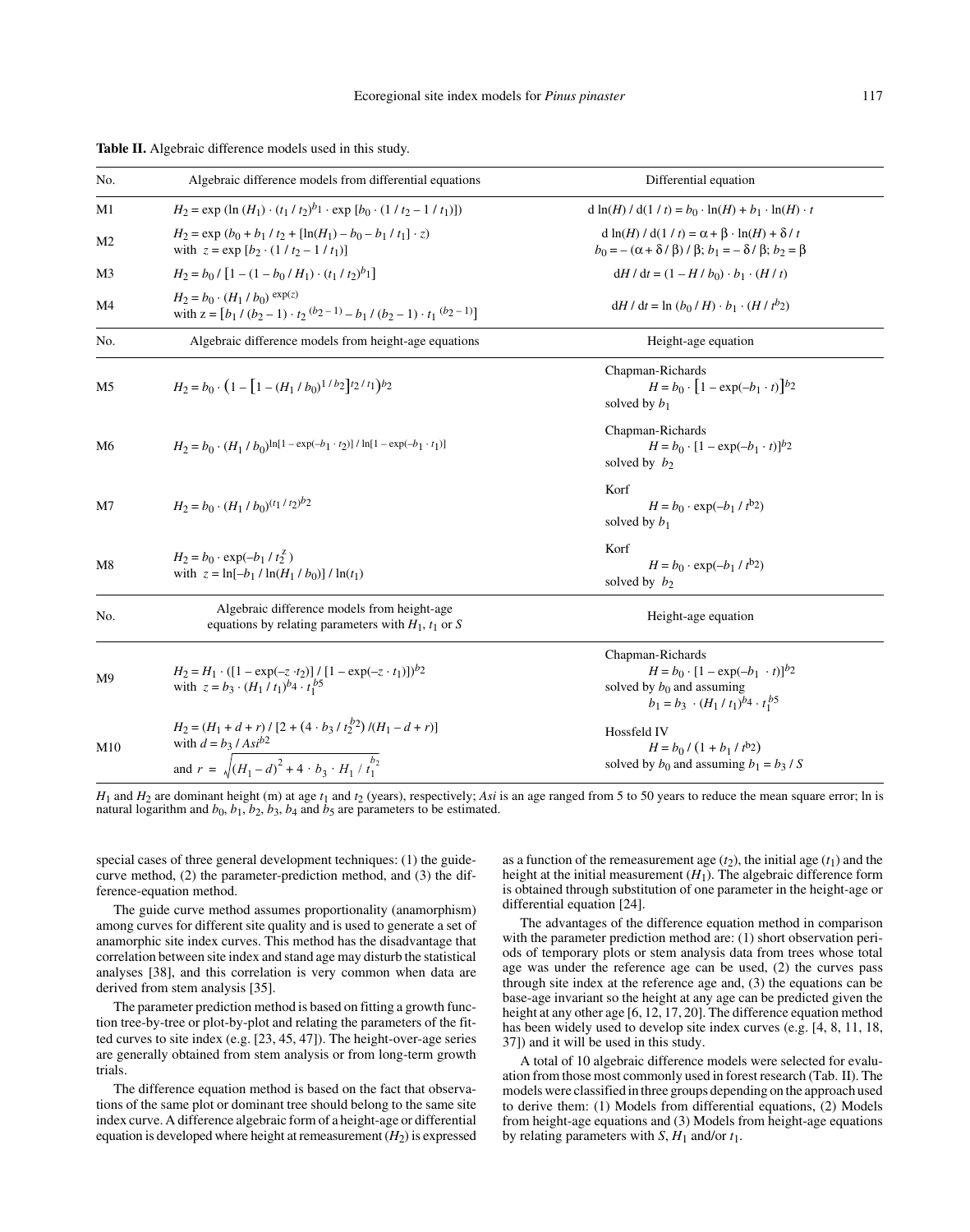**Table II.** Algebraic difference models used in this study.

| No. | Algebraic difference models from differential equations | Differential equation |
|---|---|---|
| M1 | $H_2 = \exp(\ln(H_1) \cdot (t_1 / t_2)^{b_1} \cdot \exp[b_0 \cdot (1/t_2 - 1/t_1)])$ | $d\ln(H) / d(1/t) = b_0 \cdot \ln(H) + b_1 \cdot \ln(H) \cdot t$ |
| M2 | $H_2 = \exp(b_0 + b_1 / t_2 + [\ln(H_1) - b_0 - b_1 / t_1] \cdot z)$ with $z = \exp[b_2 \cdot (1/t_2 - 1/t_1)]$ | $d\ln(H) / d(1/t) = \alpha + \beta \cdot \ln(H) + \delta / t$; $b_0 = -(\alpha + \delta/\beta)/\beta$; $b_1 = -\delta/\beta$; $b_2 = \beta$ |
| M3 | $H_2 = b_0 / [1 - (1 - b_0 / H_1) \cdot (t_1 / t_2)^{b_1}]$ | $dH / dt = (1 - H / b_0) \cdot b_1 \cdot (H / t)$ |
| M4 | $H_2 = b_0 \cdot (H_1 / b_0)^{\exp(z)}$ with $z = [b_1 / (b_2 - 1) \cdot t_2^{(b_2 - 1)} - b_1 / (b_2 - 1) \cdot t_1^{(b_2 - 1)}]$ | $dH / dt = \ln(b_0 / H) \cdot b_1 \cdot (H / t^{b_2})$ |
| **No.** | **Algebraic difference models from height-age equations** | **Height-age equation** |
| M5 | $H_2 = b_0 \cdot \left(1 - [1 - (H_1 / b_0)^{1/b_2}]^{t_2 / t_1}\right)^{b_2}$ | Chapman-Richards $H = b_0 \cdot [1 - \exp(-b_1 \cdot t)]^{b_2}$ solved by $b_1$ |
| M6 | $H_2 = b_0 \cdot (H_1 / b_0)^{\ln[1 - \exp(-b_1 \cdot t_2)] / \ln[1 - \exp(-b_1 \cdot t_1)]}$ | Chapman-Richards $H = b_0 \cdot [1 - \exp(-b_1 \cdot t)]^{b_2}$ solved by $b_2$ |
| M7 | $H_2 = b_0 \cdot (H_1 / b_0)^{(t_1 / t_2)^{b_2}}$ | Korf $H = b_0 \cdot \exp(-b_1 / t^{b_2})$ solved by $b_1$ |
| M8 | $H_2 = b_0 \cdot \exp(-b_1 / t_2^{z})$ with $z = \ln[-b_1 / \ln(H_1 / b_0)] / \ln(t_1)$ | Korf $H = b_0 \cdot \exp(-b_1 / t^{b_2})$ solved by $b_2$ |
| **No.** | **Algebraic difference models from height-age equations by relating parameters with $H_1$, $t_1$ or $S$** | **Height-age equation** |
| M9 | $H_2 = H_1 \cdot ([1 - \exp(-z \cdot t_2)] / [1 - \exp(-z \cdot t_1)])^{b_2}$ with $z = b_3 \cdot (H_1 / t_1)^{b_4} \cdot t_1^{b_5}$ | Chapman-Richards $H = b_0 \cdot [1 - \exp(-b_1 \cdot t)]^{b_2}$ solved by $b_0$ and assuming $b_1 = b_3 \cdot (H_1 / t_1)^{b_4} \cdot t_1^{b_5}$ |
| M10 | $H_2 = (H_1 + d + r) / [2 + (4 \cdot b_3 / t_2^{b_2}) / (H_1 - d + r)]$ with $d = b_3 / Asi^{b_2}$ and $r = \sqrt{(H_1 - d)^2 + 4 \cdot b_3 \cdot H_1 / t_1^{b_2}}$ | Hossfeld IV $H = b_0 / (1 + b_1 / t^{b_2})$ solved by $b_0$ and assuming $b_1 = b_3 / S$ |

$H_1$ and $H_2$ are dominant height (m) at age $t_1$ and $t_2$ (years), respectively; $Asi$ is an age ranged from 5 to 50 years to reduce the mean square error; ln is natural logarithm and $b_0$, $b_1$, $b_2$, $b_3$, $b_4$ and $b_5$ are parameters to be estimated.

special cases of three general development techniques: (1) the guide-curve method, (2) the parameter-prediction method, and (3) the difference-equation method.

The guide curve method assumes proportionality (anamorphism) among curves for different site quality and is used to generate a set of anamorphic site index curves. This method has the disadvantage that correlation between site index and stand age may disturb the statistical analyses [38], and this correlation is very common when data are derived from stem analysis [35].

The parameter prediction method is based on fitting a growth function tree-by-tree or plot-by-plot and relating the parameters of the fitted curves to site index (e.g. [23, 45, 47]). The height-over-age series are generally obtained from stem analysis or from long-term growth trials.

The difference equation method is based on the fact that observations of the same plot or dominant tree should belong to the same site index curve. A difference algebraic form of a height-age or differential equation is developed where height at remeasurement ($H_2$) is expressed as a function of the remeasurement age ($t_2$), the initial age ($t_1$) and the height at the initial measurement ($H_1$). The algebraic difference form is obtained through substitution of one parameter in the height-age or differential equation [24].

The advantages of the difference equation method in comparison with the parameter prediction method are: (1) short observation periods of temporary plots or stem analysis data from trees whose total age was under the reference age can be used, (2) the curves pass through site index at the reference age and, (3) the equations can be base-age invariant so the height at any age can be predicted given the height at any other age [6, 12, 17, 20]. The difference equation method has been widely used to develop site index curves (e.g. [4, 8, 11, 18, 37]) and it will be used in this study.

A total of 10 algebraic difference models were selected for evaluation from those most commonly used in forest research (Tab. II). The models were classified in three groups depending on the approach used to derive them: (1) Models from differential equations, (2) Models from height-age equations and (3) Models from height-age equations by relating parameters with $S$, $H_1$ and/or $t_1$.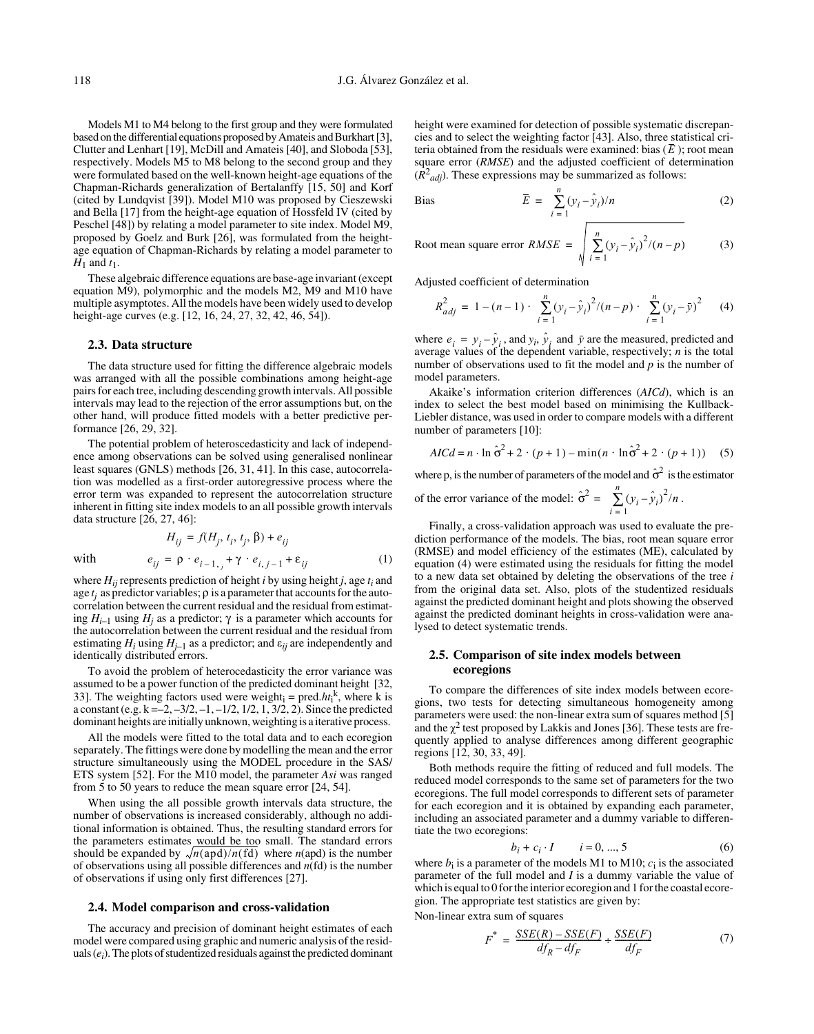Models M1 to M4 belong to the first group and they were formulated based on the differential equations proposed by Amateis and Burkhart [3], Clutter and Lenhart [19], McDill and Amateis [40], and Sloboda [53], respectively. Models M5 to M8 belong to the second group and they were formulated based on the well-known height-age equations of the Chapman-Richards generalization of Bertalanffy [15, 50] and Korf (cited by Lundqvist [39]). Model M10 was proposed by Cieszewski and Bella [17] from the height-age equation of Hossfeld IV (cited by Peschel [48]) by relating a model parameter to site index. Model M9, proposed by Goelz and Burk [26], was formulated from the height-age equation of Chapman-Richards by relating a model parameter to $H_1$ and $t_1$.

These algebraic difference equations are base-age invariant (except equation M9), polymorphic and the models M2, M9 and M10 have multiple asymptotes. All the models have been widely used to develop height-age curves (e.g. [12, 16, 24, 27, 32, 42, 46, 54]).

### 2.3. Data structure

The data structure used for fitting the difference algebraic models was arranged with all the possible combinations among height-age pairs for each tree, including descending growth intervals. All possible intervals may lead to the rejection of the error assumptions but, on the other hand, will produce fitted models with a better predictive performance [26, 29, 32].

The potential problem of heteroscedasticity and lack of independence among observations can be solved using generalised nonlinear least squares (GNLS) methods [26, 31, 41]. In this case, autocorrelation was modelled as a first-order autoregressive process where the error term was expanded to represent the autocorrelation structure inherent in fitting site index models to an all possible growth intervals data structure [26, 27, 46]:

$$H_{ij} = f(H_j, t_i, t_j, \beta) + e_{ij}$$

$$\text{with} \qquad e_{ij} = \rho \cdot e_{i-1,j} + \gamma \cdot e_{i,j-1} + \varepsilon_{ij} \tag{1}$$

where $H_{ij}$ represents prediction of height $i$ by using height $j$, age $t_i$ and age $t_j$ as predictor variables; $\rho$ is a parameter that accounts for the autocorrelation between the current residual and the residual from estimating $H_{i-1}$ using $H_j$ as a predictor; $\gamma$ is a parameter which accounts for the autocorrelation between the current residual and the residual from estimating $H_i$ using $H_{j-1}$ as a predictor; and $\varepsilon_{ij}$ are independently and identically distributed errors.

To avoid the problem of heterocedasticity the error variance was assumed to be a power function of the predicted dominant height [32, 33]. The weighting factors used were weight$_i$ = pred.$ht_i^k$, where k is a constant (e.g. k = –2, –3/2, –1, –1/2, 1/2, 1, 3/2, 2). Since the predicted dominant heights are initially unknown, weighting is a iterative process.

All the models were fitted to the total data and to each ecoregion separately. The fittings were done by modelling the mean and the error structure simultaneously using the MODEL procedure in the SAS/ETS system [52]. For the M10 model, the parameter *Asi* was ranged from 5 to 50 years to reduce the mean square error [24, 54].

When using the all possible growth intervals data structure, the number of observations is increased considerably, although no additional information is obtained. Thus, the resulting standard errors for the parameters estimates would be too small. The standard errors should be expanded by $\sqrt{n(\text{apd})/n(\text{fd})}$ where $n$(apd) is the number of observations using all possible differences and $n$(fd) is the number of observations if using only first differences [27].

### 2.4. Model comparison and cross-validation

The accuracy and precision of dominant height estimates of each model were compared using graphic and numeric analysis of the residuals ($e_i$). The plots of studentized residuals against the predicted dominant height were examined for detection of possible systematic discrepancies and to select the weighting factor [43]. Also, three statistical criteria obtained from the residuals were examined: bias ($\bar{E}$); root mean square error (*RMSE*) and the adjusted coefficient of determination ($R^2_{adj}$). These expressions may be summarized as follows:

$$\text{Bias} \qquad \bar{E} = \sum_{i=1}^{n} (y_i - \hat{y}_i)/n \tag{2}$$

$$\text{Root mean square error } RMSE = \sqrt{\sum_{i=1}^{n} (y_i - \hat{y}_i)^2/(n-p)} \tag{3}$$

Adjusted coefficient of determination

$$R^2_{adj} = 1 - (n-1) \cdot \sum_{i=1}^{n} (y_i - \hat{y}_i)^2/(n-p) \cdot \sum_{i=1}^{n} (y_i - \bar{y})^2 \tag{4}$$

where $e_i = y_i - \hat{y}_i$, and $y_i$, $\hat{y}_i$ and $\bar{y}$ are the measured, predicted and average values of the dependent variable, respectively; $n$ is the total number of observations used to fit the model and $p$ is the number of model parameters.

Akaike's information criterion differences (*AICd*), which is an index to select the best model based on minimising the Kullback-Liebler distance, was used in order to compare models with a different number of parameters [10]:

$$AICd = n \cdot \ln \hat{\sigma}^2 + 2 \cdot (p+1) - \min(n \cdot \ln \hat{\sigma}^2 + 2 \cdot (p+1)) \tag{5}$$

where p, is the number of parameters of the model and $\hat{\sigma}^2$ is the estimator of the error variance of the model: $\hat{\sigma}^2 = \sum_{i=1}^{n} (y_i - \hat{y}_i)^2/n$.

Finally, a cross-validation approach was used to evaluate the prediction performance of the models. The bias, root mean square error (RMSE) and model efficiency of the estimates (ME), calculated by equation (4) were estimated using the residuals for fitting the model to a new data set obtained by deleting the observations of the tree $i$ from the original data set. Also, plots of the studentized residuals against the predicted dominant height and plots showing the observed against the predicted dominant heights in cross-validation were analysed to detect systematic trends.

### 2.5. Comparison of site index models between ecoregions

To compare the differences of site index models between ecoregions, two tests for detecting simultaneous homogeneity among parameters were used: the non-linear extra sum of squares method [5] and the $\chi^2$ test proposed by Lakkis and Jones [36]. These tests are frequently applied to analyse differences among different geographic regions [12, 30, 33, 49].

Both methods require the fitting of reduced and full models. The reduced model corresponds to the same set of parameters for the two ecoregions. The full model corresponds to different sets of parameter for each ecoregion and it is obtained by expanding each parameter, including an associated parameter and a dummy variable to differentiate the two ecoregions:

$$b_i + c_i \cdot I \qquad i = 0, ..., 5 \tag{6}$$

where $b_i$ is a parameter of the models M1 to M10; $c_i$ is the associated parameter of the full model and $I$ is a dummy variable the value of which is equal to 0 for the interior ecoregion and 1 for the coastal ecoregion. The appropriate test statistics are given by:

Non-linear extra sum of squares

$$F^* = \frac{SSE(R) - SSE(F)}{df_R - df_F} \div \frac{SSE(F)}{df_F} \tag{7}$$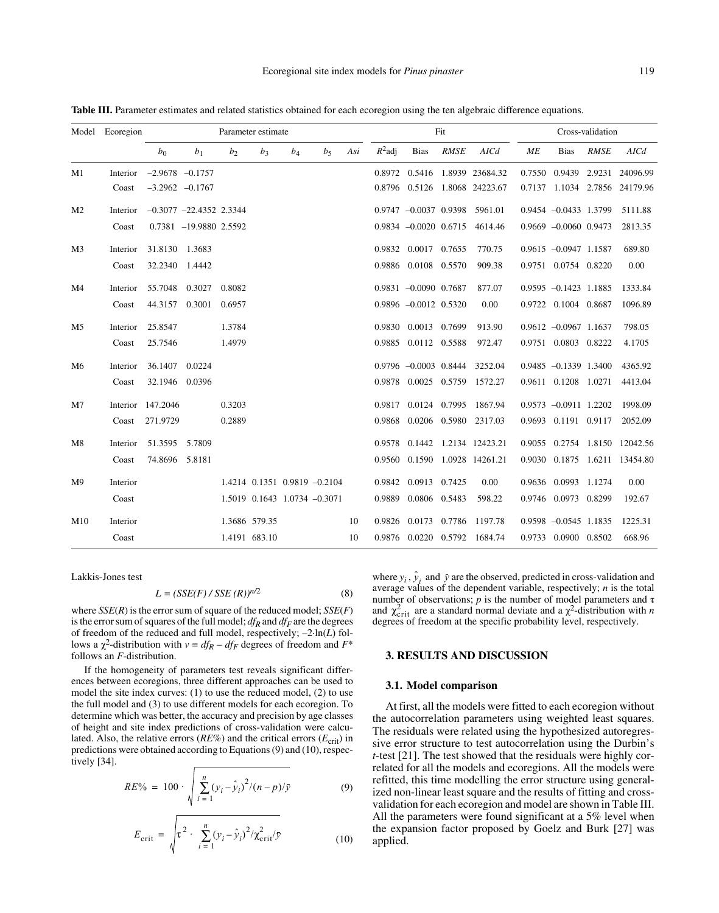**Table III.** Parameter estimates and related statistics obtained for each ecoregion using the ten algebraic difference equations.

| Model | Ecoregion | Parameter estimate | | | | | | | Fit | | | | Cross-validation | | | |
|---|---|---|---|---|---|---|---|---|---|---|---|---|---|---|---|---|
| | | $b_0$ | $b_1$ | $b_2$ | $b_3$ | $b_4$ | $b_5$ | *Asi* | $R^2$adj | Bias | *RMSE* | *AICd* | *ME* | Bias | *RMSE* | *AICd* |
| M1 | Interior | –2.9678 | –0.1757 | | | | | | 0.8972 | 0.5416 | 1.8939 | 23684.32 | 0.7550 | 0.9439 | 2.9231 | 24096.99 |
| | Coast | –3.2962 | –0.1767 | | | | | | 0.8796 | 0.5126 | 1.8068 | 24223.67 | 0.7137 | 1.1034 | 2.7856 | 24179.96 |
| M2 | Interior | –0.3077 | –22.4352 | 2.3344 | | | | | 0.9747 | –0.0037 | 0.9398 | 5961.01 | 0.9454 | –0.0433 | 1.3799 | 5111.88 |
| | Coast | 0.7381 | –19.9880 | 2.5592 | | | | | 0.9834 | –0.0020 | 0.6715 | 4614.46 | 0.9669 | –0.0060 | 0.9473 | 2813.35 |
| M3 | Interior | 31.8130 | 1.3683 | | | | | | 0.9832 | 0.0017 | 0.7655 | 770.75 | 0.9615 | –0.0947 | 1.1587 | 689.80 |
| | Coast | 32.2340 | 1.4442 | | | | | | 0.9886 | 0.0108 | 0.5570 | 909.38 | 0.9751 | 0.0754 | 0.8220 | 0.00 |
| M4 | Interior | 55.7048 | 0.3027 | 0.8082 | | | | | 0.9831 | –0.0090 | 0.7687 | 877.07 | 0.9595 | –0.1423 | 1.1885 | 1333.84 |
| | Coast | 44.3157 | 0.3001 | 0.6957 | | | | | 0.9896 | –0.0012 | 0.5320 | 0.00 | 0.9722 | 0.1004 | 0.8687 | 1096.89 |
| M5 | Interior | 25.8547 | | 1.3784 | | | | | 0.9830 | 0.0013 | 0.7699 | 913.90 | 0.9612 | –0.0967 | 1.1637 | 798.05 |
| | Coast | 25.7546 | | 1.4979 | | | | | 0.9885 | 0.0112 | 0.5588 | 972.47 | 0.9751 | 0.0803 | 0.8222 | 4.1705 |
| M6 | Interior | 36.1407 | 0.0224 | | | | | | 0.9796 | –0.0003 | 0.8444 | 3252.04 | 0.9485 | –0.1339 | 1.3400 | 4365.92 |
| | Coast | 32.1946 | 0.0396 | | | | | | 0.9878 | 0.0025 | 0.5759 | 1572.27 | 0.9611 | 0.1208 | 1.0271 | 4413.04 |
| M7 | Interior | 147.2046 | | 0.3203 | | | | | 0.9817 | 0.0124 | 0.7995 | 1867.94 | 0.9573 | –0.0911 | 1.2202 | 1998.09 |
| | Coast | 271.9729 | | 0.2889 | | | | | 0.9868 | 0.0206 | 0.5980 | 2317.03 | 0.9693 | 0.1191 | 0.9117 | 2052.09 |
| M8 | Interior | 51.3595 | 5.7809 | | | | | | 0.9578 | 0.1442 | 1.2134 | 12423.21 | 0.9055 | 0.2754 | 1.8150 | 12042.56 |
| | Coast | 74.8696 | 5.8181 | | | | | | 0.9560 | 0.1590 | 1.0928 | 14261.21 | 0.9030 | 0.1875 | 1.6211 | 13454.80 |
| M9 | Interior | | | 1.4214 | 0.1351 | 0.9819 | –0.2104 | | 0.9842 | 0.0913 | 0.7425 | 0.00 | 0.9636 | 0.0993 | 1.1274 | 0.00 |
| | Coast | | | 1.5019 | 0.1643 | 1.0734 | –0.3071 | | 0.9889 | 0.0806 | 0.5483 | 598.22 | 0.9746 | 0.0973 | 0.8299 | 192.67 |
| M10 | Interior | | | 1.3686 | 579.35 | | | 10 | 0.9826 | 0.0173 | 0.7786 | 1197.78 | 0.9598 | –0.0545 | 1.1835 | 1225.31 |
| | Coast | | | 1.4191 | 683.10 | | | 10 | 0.9876 | 0.0220 | 0.5792 | 1684.74 | 0.9733 | 0.0900 | 0.8502 | 668.96 |

Lakkis-Jones test

$$L = (SSE(F) / SSE(R))^{n/2} \tag{8}$$

where $SSE(R)$ is the error sum of square of the reduced model; $SSE(F)$ is the error sum of squares of the full model; $df_R$ and $df_F$ are the degrees of freedom of the reduced and full model, respectively; $-2 \cdot \ln(L)$ follows a $\chi^2$-distribution with $v = df_R - df_F$ degrees of freedom and $F^*$ follows an $F$-distribution.

If the homogeneity of parameters test reveals significant differences between ecoregions, three different approaches can be used to model the site index curves: (1) to use the reduced model, (2) to use the full model and (3) to use different models for each ecoregion. To determine which was better, the accuracy and precision by age classes of height and site index predictions of cross-validation were calculated. Also, the relative errors ($RE\%$) and the critical errors ($E_{crit}$) in predictions were obtained according to Equations (9) and (10), respectively [34].

$$RE\% = 100 \cdot \sqrt{\sum_{i=1}^{n}(y_i - \hat{y}_i)^2/(n-p)}/\bar{y} \tag{9}$$

$$E_{crit} = \sqrt{\tau^2 \cdot \sum_{i=1}^{n}(y_i - \hat{y}_i)^2/\chi^2_{crit}}/\bar{y} \tag{10}$$

where $y_i$, $\hat{y}_i$ and $\bar{y}$ are the observed, predicted in cross-validation and average values of the dependent variable, respectively; $n$ is the total number of observations; $p$ is the number of model parameters and $\tau$ and $\chi^2_{crit}$ are a standard normal deviate and a $\chi^2$-distribution with $n$ degrees of freedom at the specific probability level, respectively.

## 3. RESULTS AND DISCUSSION

### 3.1. Model comparison

At first, all the models were fitted to each ecoregion without the autocorrelation parameters using weighted least squares. The residuals were related using the hypothesized autoregressive error structure to test autocorrelation using the Durbin's $t$-test [21]. The test showed that the residuals were highly correlated for all the models and ecoregions. All the models were refitted, this time modelling the error structure using generalized non-linear least square and the results of fitting and cross-validation for each ecoregion and model are shown in Table III. All the parameters were found significant at a 5% level when the expansion factor proposed by Goelz and Burk [27] was applied.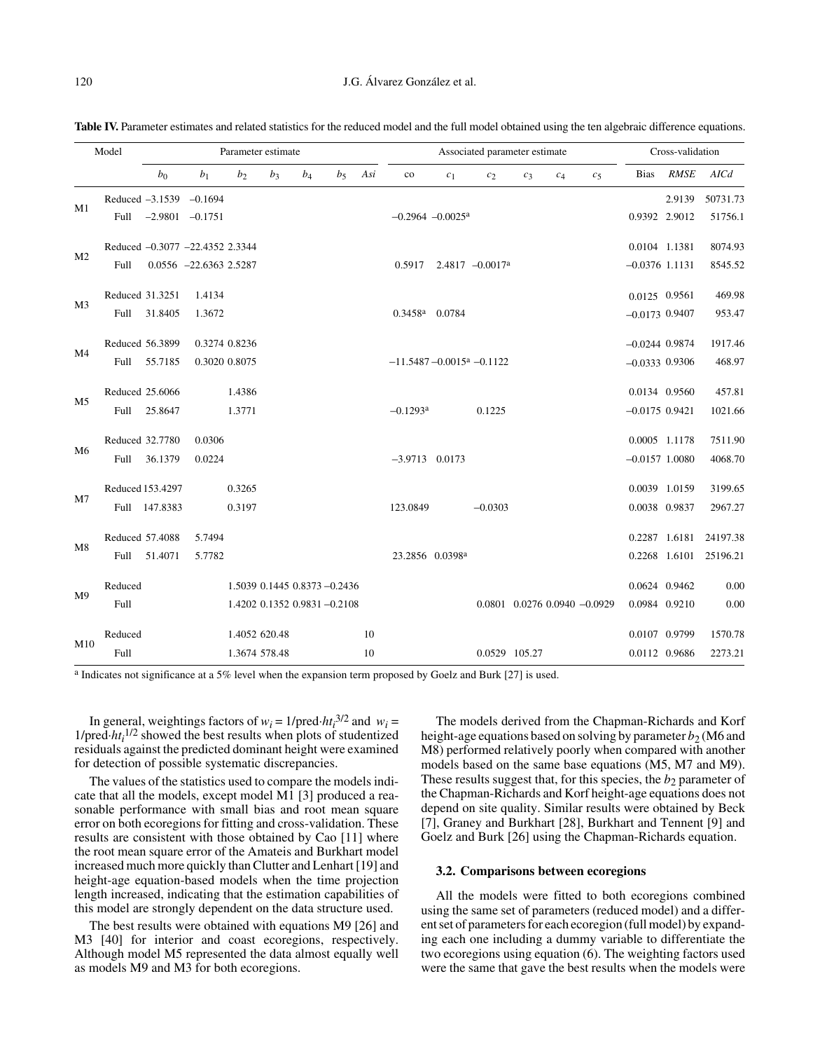**Table IV.** Parameter estimates and related statistics for the reduced model and the full model obtained using the ten algebraic difference equations.

| Model | | Parameter estimate | | | | | | | Associated parameter estimate | | | | | | Cross-validation | | |
|---|---|---|---|---|---|---|---|---|---|---|---|---|---|---|---|---|---|
| | | $b_0$ | $b_1$ | $b_2$ | $b_3$ | $b_4$ | $b_5$ | *Asi* | co | $c_1$ | $c_2$ | $c_3$ | $c_4$ | $c_5$ | Bias | *RMSE* | *AICd* |
| M1 | Reduced | −3.1539 | −0.1694 | | | | | | | | | | | | | 2.9139 | 50731.73 |
| | Full | −2.9801 | −0.1751 | | | | | | −0.2964 | −0.0025[a] | | | | | 0.9392 | 2.9012 | 51756.1 |
| M2 | Reduced | −0.3077 | −22.4352 | 2.3344 | | | | | | | | | | | 0.0104 | 1.1381 | 8074.93 |
| | Full | 0.0556 | −22.6363 | 2.5287 | | | | | 0.5917 | 2.4817 | −0.0017[a] | | | | −0.0376 | 1.1131 | 8545.52 |
| M3 | Reduced | 31.3251 | 1.4134 | | | | | | | | | | | | 0.0125 | 0.9561 | 469.98 |
| | Full | 31.8405 | 1.3672 | | | | | | 0.3458[a] | 0.0784 | | | | | −0.0173 | 0.9407 | 953.47 |
| M4 | Reduced | 56.3899 | 0.3274 | 0.8236 | | | | | | | | | | | −0.0244 | 0.9874 | 1917.46 |
| | Full | 55.7185 | 0.3020 | 0.8075 | | | | | −11.5487 | −0.0015[a] | −0.1122 | | | | −0.0333 | 0.9306 | 468.97 |
| M5 | Reduced | 25.6066 | | 1.4386 | | | | | | | | | | | 0.0134 | 0.9560 | 457.81 |
| | Full | 25.8647 | | 1.3771 | | | | | −0.1293[a] | | 0.1225 | | | | −0.0175 | 0.9421 | 1021.66 |
| M6 | Reduced | 32.7780 | 0.0306 | | | | | | | | | | | | 0.0005 | 1.1178 | 7511.90 |
| | Full | 36.1379 | 0.0224 | | | | | | −3.9713 | 0.0173 | | | | | −0.0157 | 1.0080 | 4068.70 |
| M7 | Reduced | 153.4297 | | 0.3265 | | | | | | | | | | | 0.0039 | 1.0159 | 3199.65 |
| | Full | 147.8383 | | 0.3197 | | | | | 123.0849 | | −0.0303 | | | | 0.0038 | 0.9837 | 2967.27 |
| M8 | Reduced | 57.4088 | 5.7494 | | | | | | | | | | | | 0.2287 | 1.6181 | 24197.38 |
| | Full | 51.4071 | 5.7782 | | | | | | 23.2856 | 0.0398[a] | | | | | 0.2268 | 1.6101 | 25196.21 |
| M9 | Reduced | | | 1.5039 | 0.1445 | 0.8373 | −0.2436 | | | | | | | | 0.0624 | 0.9462 | 0.00 |
| | Full | | | 1.4202 | 0.1352 | 0.9831 | −0.2108 | | | | 0.0801 | 0.0276 | 0.0940 | −0.0929 | 0.0984 | 0.9210 | 0.00 |
| M10 | Reduced | | | 1.4052 | 620.48 | | | 10 | | | | | | | 0.0107 | 0.9799 | 1570.78 |
| | Full | | | 1.3674 | 578.48 | | | 10 | | | 0.0529 | 105.27 | | | 0.0112 | 0.9686 | 2273.21 |

[a] Indicates not significance at a 5% level when the expansion term proposed by Goelz and Burk [27] is used.

In general, weightings factors of $w_i = 1/\text{pred}{\cdot}ht_i^{3/2}$ and $w_i = 1/\text{pred}{\cdot}ht_i^{1/2}$ showed the best results when plots of studentized residuals against the predicted dominant height were examined for detection of possible systematic discrepancies.

The values of the statistics used to compare the models indicate that all the models, except model M1 [3] produced a reasonable performance with small bias and root mean square error on both ecoregions for fitting and cross-validation. These results are consistent with those obtained by Cao [11] where the root mean square error of the Amateis and Burkhart model increased much more quickly than Clutter and Lenhart [19] and height-age equation-based models when the time projection length increased, indicating that the estimation capabilities of this model are strongly dependent on the data structure used.

The best results were obtained with equations M9 [26] and M3 [40] for interior and coast ecoregions, respectively. Although model M5 represented the data almost equally well as models M9 and M3 for both ecoregions.

The models derived from the Chapman-Richards and Korf height-age equations based on solving by parameter $b_2$ (M6 and M8) performed relatively poorly when compared with another models based on the same base equations (M5, M7 and M9). These results suggest that, for this species, the $b_2$ parameter of the Chapman-Richards and Korf height-age equations does not depend on site quality. Similar results were obtained by Beck [7], Graney and Burkhart [28], Burkhart and Tennent [9] and Goelz and Burk [26] using the Chapman-Richards equation.

### 3.2. Comparisons between ecoregions

All the models were fitted to both ecoregions combined using the same set of parameters (reduced model) and a different set of parameters for each ecoregion (full model) by expanding each one including a dummy variable to differentiate the two ecoregions using equation (6). The weighting factors used were the same that gave the best results when the models were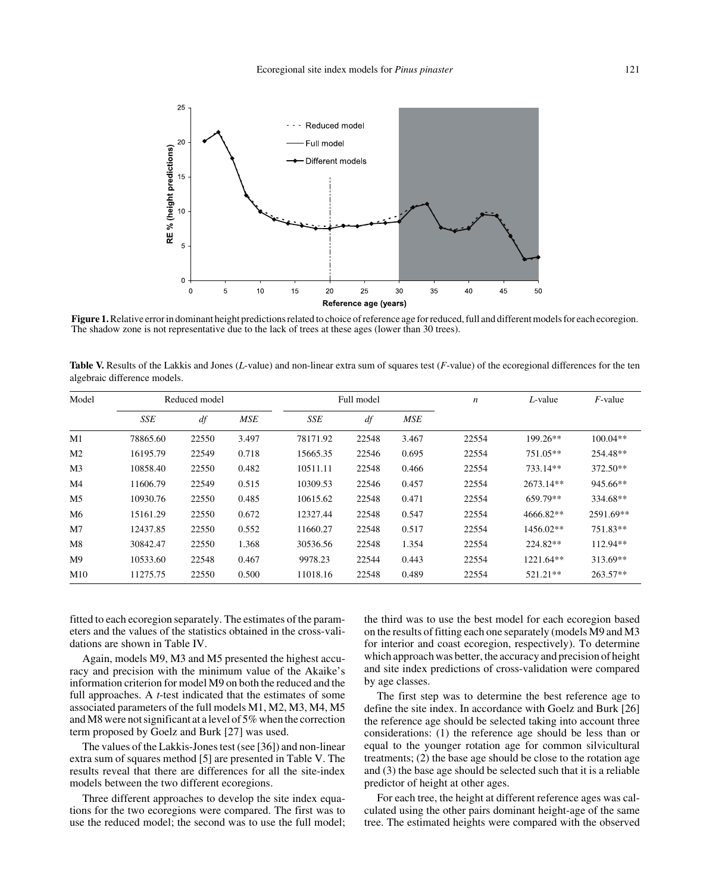**Figure 1.** Relative error in dominant height predictions related to choice of reference age for reduced, full and different models for each ecoregion. The shadow zone is not representative due to the lack of trees at these ages (lower than 30 trees).

**Table V.** Results of the Lakkis and Jones (*L*-value) and non-linear extra sum of squares test (*F*-value) of the ecoregional differences for the ten algebraic difference models.

| Model | Reduced model | | | Full model | | | *n* | *L*-value | *F*-value |
|---|---|---|---|---|---|---|---|---|---|
| | *SSE* | *df* | *MSE* | *SSE* | *df* | *MSE* | | | |
| M1 | 78865.60 | 22550 | 3.497 | 78171.92 | 22548 | 3.467 | 22554 | 199.26** | 100.04** |
| M2 | 16195.79 | 22549 | 0.718 | 15665.35 | 22546 | 0.695 | 22554 | 751.05** | 254.48** |
| M3 | 10858.40 | 22550 | 0.482 | 10511.11 | 22548 | 0.466 | 22554 | 733.14** | 372.50** |
| M4 | 11606.79 | 22549 | 0.515 | 10309.53 | 22546 | 0.457 | 22554 | 2673.14** | 945.66** |
| M5 | 10930.76 | 22550 | 0.485 | 10615.62 | 22548 | 0.471 | 22554 | 659.79** | 334.68** |
| M6 | 15161.29 | 22550 | 0.672 | 12327.44 | 22548 | 0.547 | 22554 | 4666.82** | 2591.69** |
| M7 | 12437.85 | 22550 | 0.552 | 11660.27 | 22548 | 0.517 | 22554 | 1456.02** | 751.83** |
| M8 | 30842.47 | 22550 | 1.368 | 30536.56 | 22548 | 1.354 | 22554 | 224.82** | 112.94** |
| M9 | 10533.60 | 22548 | 0.467 | 9978.23 | 22544 | 0.443 | 22554 | 1221.64** | 313.69** |
| M10 | 11275.75 | 22550 | 0.500 | 11018.16 | 22548 | 0.489 | 22554 | 521.21** | 263.57** |

fitted to each ecoregion separately. The estimates of the parameters and the values of the statistics obtained in the cross-validations are shown in Table IV.

Again, models M9, M3 and M5 presented the highest accuracy and precision with the minimum value of the Akaike's information criterion for model M9 on both the reduced and the full approaches. A *t*-test indicated that the estimates of some associated parameters of the full models M1, M2, M3, M4, M5 and M8 were not significant at a level of 5% when the correction term proposed by Goelz and Burk [27] was used.

The values of the Lakkis-Jones test (see [36]) and non-linear extra sum of squares method [5] are presented in Table V. The results reveal that there are differences for all the site-index models between the two different ecoregions.

Three different approaches to develop the site index equations for the two ecoregions were compared. The first was to use the reduced model; the second was to use the full model; the third was to use the best model for each ecoregion based on the results of fitting each one separately (models M9 and M3 for interior and coast ecoregion, respectively). To determine which approach was better, the accuracy and precision of height and site index predictions of cross-validation were compared by age classes.

The first step was to determine the best reference age to define the site index. In accordance with Goelz and Burk [26] the reference age should be selected taking into account three considerations: (1) the reference age should be less than or equal to the younger rotation age for common silvicultural treatments; (2) the base age should be close to the rotation age and (3) the base age should be selected such that it is a reliable predictor of height at other ages.

For each tree, the height at different reference ages was calculated using the other pairs dominant height-age of the same tree. The estimated heights were compared with the observed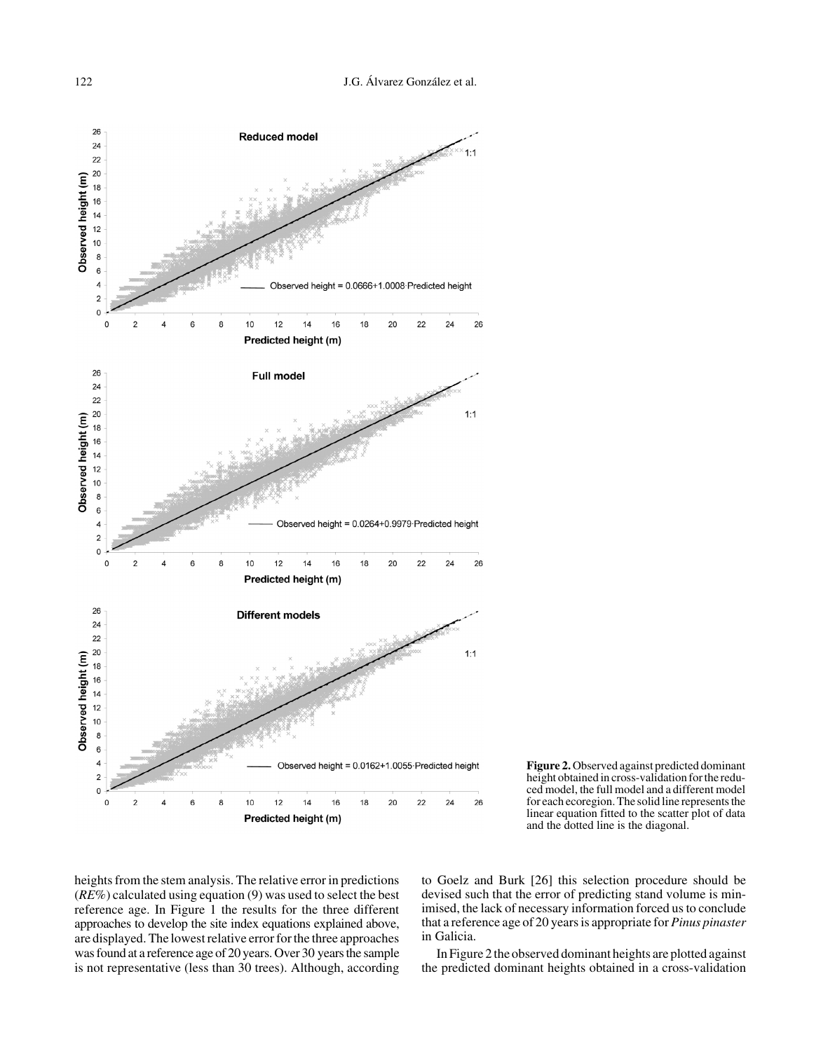**Figure 2.** Observed against predicted dominant height obtained in cross-validation for the reduced model, the full model and a different model for each ecoregion. The solid line represents the linear equation fitted to the scatter plot of data and the dotted line is the diagonal.

heights from the stem analysis. The relative error in predictions (*RE%*) calculated using equation (9) was used to select the best reference age. In Figure 1 the results for the three different approaches to develop the site index equations explained above, are displayed. The lowest relative error for the three approaches was found at a reference age of 20 years. Over 30 years the sample is not representative (less than 30 trees). Although, according to Goelz and Burk [26] this selection procedure should be devised such that the error of predicting stand volume is minimised, the lack of necessary information forced us to conclude that a reference age of 20 years is appropriate for *Pinus pinaster* in Galicia.

In Figure 2 the observed dominant heights are plotted against the predicted dominant heights obtained in a cross-validation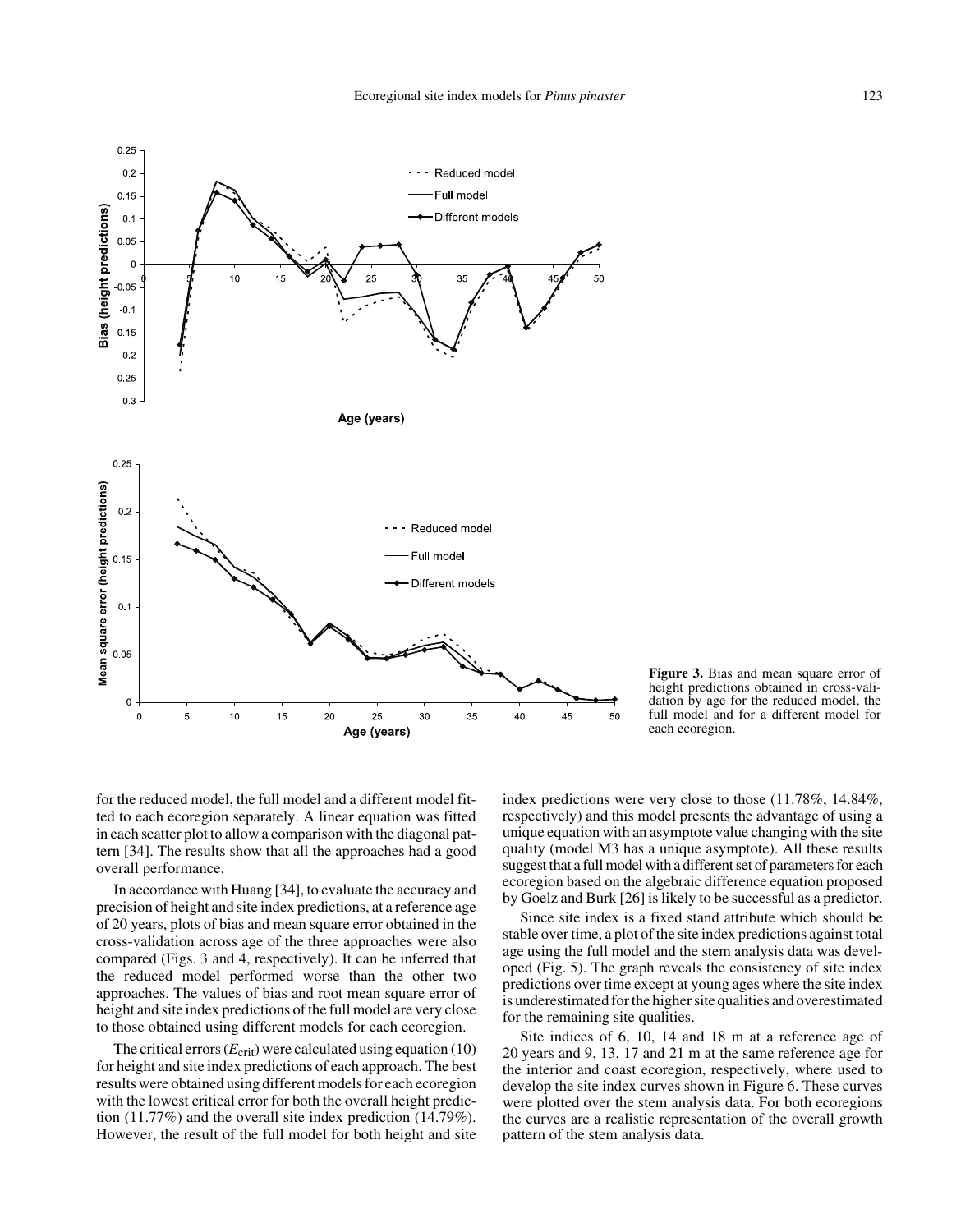Figure 3. Bias and mean square error of height predictions obtained in cross-validation by age for the reduced model, the full model and for a different model for each ecoregion.

for the reduced model, the full model and a different model fitted to each ecoregion separately. A linear equation was fitted in each scatter plot to allow a comparison with the diagonal pattern [34]. The results show that all the approaches had a good overall performance.

In accordance with Huang [34], to evaluate the accuracy and precision of height and site index predictions, at a reference age of 20 years, plots of bias and mean square error obtained in the cross-validation across age of the three approaches were also compared (Figs. 3 and 4, respectively). It can be inferred that the reduced model performed worse than the other two approaches. The values of bias and root mean square error of height and site index predictions of the full model are very close to those obtained using different models for each ecoregion.

The critical errors ($E_{crit}$) were calculated using equation (10) for height and site index predictions of each approach. The best results were obtained using different models for each ecoregion with the lowest critical error for both the overall height prediction (11.77%) and the overall site index prediction (14.79%). However, the result of the full model for both height and site index predictions were very close to those (11.78%, 14.84%, respectively) and this model presents the advantage of using a unique equation with an asymptote value changing with the site quality (model M3 has a unique asymptote). All these results suggest that a full model with a different set of parameters for each ecoregion based on the algebraic difference equation proposed by Goelz and Burk [26] is likely to be successful as a predictor.

Since site index is a fixed stand attribute which should be stable over time, a plot of the site index predictions against total age using the full model and the stem analysis data was developed (Fig. 5). The graph reveals the consistency of site index predictions over time except at young ages where the site index is underestimated for the higher site qualities and overestimated for the remaining site qualities.

Site indices of 6, 10, 14 and 18 m at a reference age of 20 years and 9, 13, 17 and 21 m at the same reference age for the interior and coast ecoregion, respectively, where used to develop the site index curves shown in Figure 6. These curves were plotted over the stem analysis data. For both ecoregions the curves are a realistic representation of the overall growth pattern of the stem analysis data.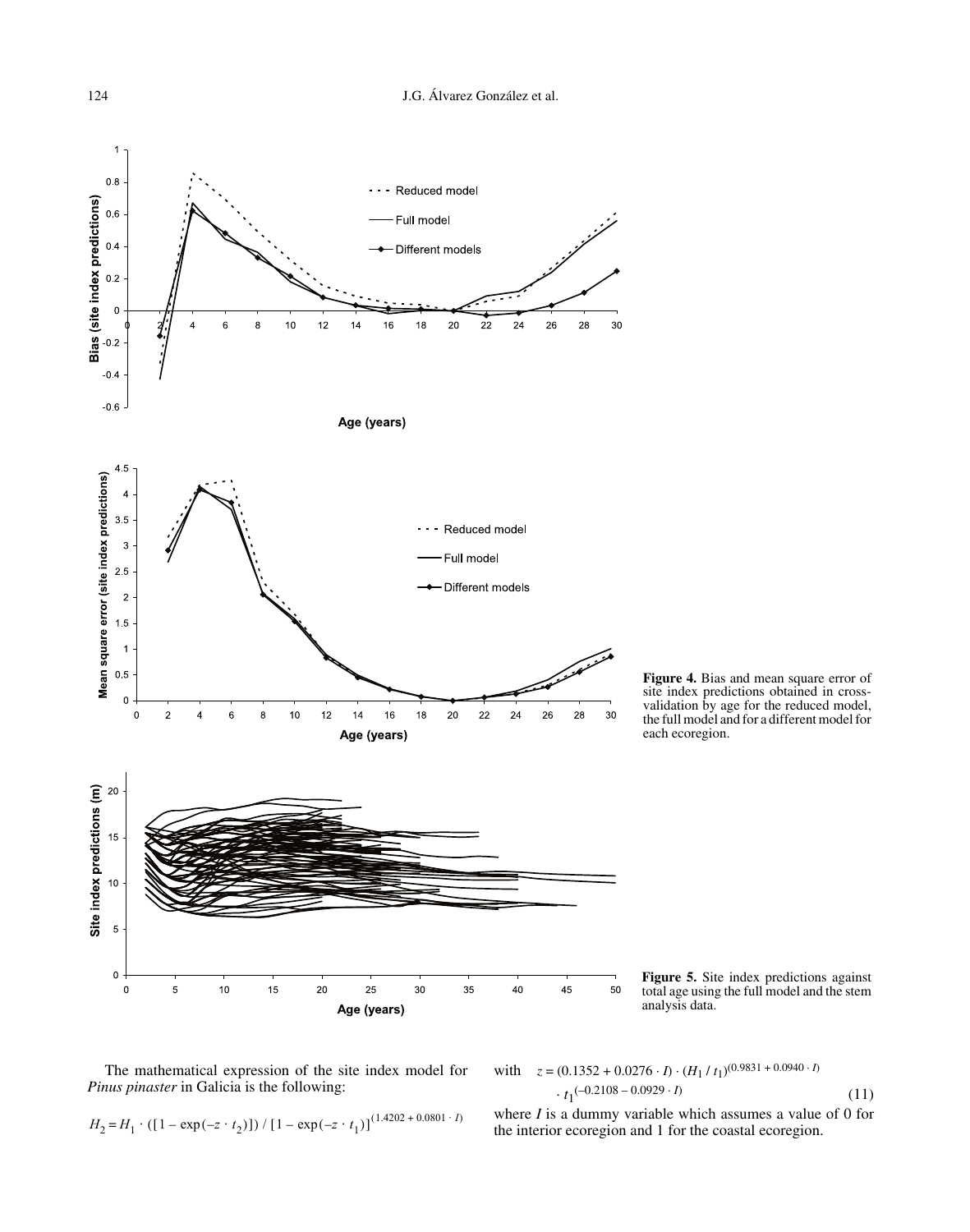**Figure 4.** Bias and mean square error of site index predictions obtained in cross-validation by age for the reduced model, the full model and for a different model for each ecoregion.

**Figure 5.** Site index predictions against total age using the full model and the stem analysis data.

The mathematical expression of the site index model for *Pinus pinaster* in Galicia is the following:

$$H_2 = H_1 \cdot ([1 - \exp(-z \cdot t_2)]) / [1 - \exp(-z \cdot t_1)]^{(1.4202 + 0.0801 \cdot I)}$$

with $z = (0.1352 + 0.0276 \cdot I) \cdot (H_1 / t_1)^{(0.9831 + 0.0940 \cdot I)} \cdot t_1^{(-0.2108 - 0.0929 \cdot I)}$ (11)

where $I$ is a dummy variable which assumes a value of 0 for the interior ecoregion and 1 for the coastal ecoregion.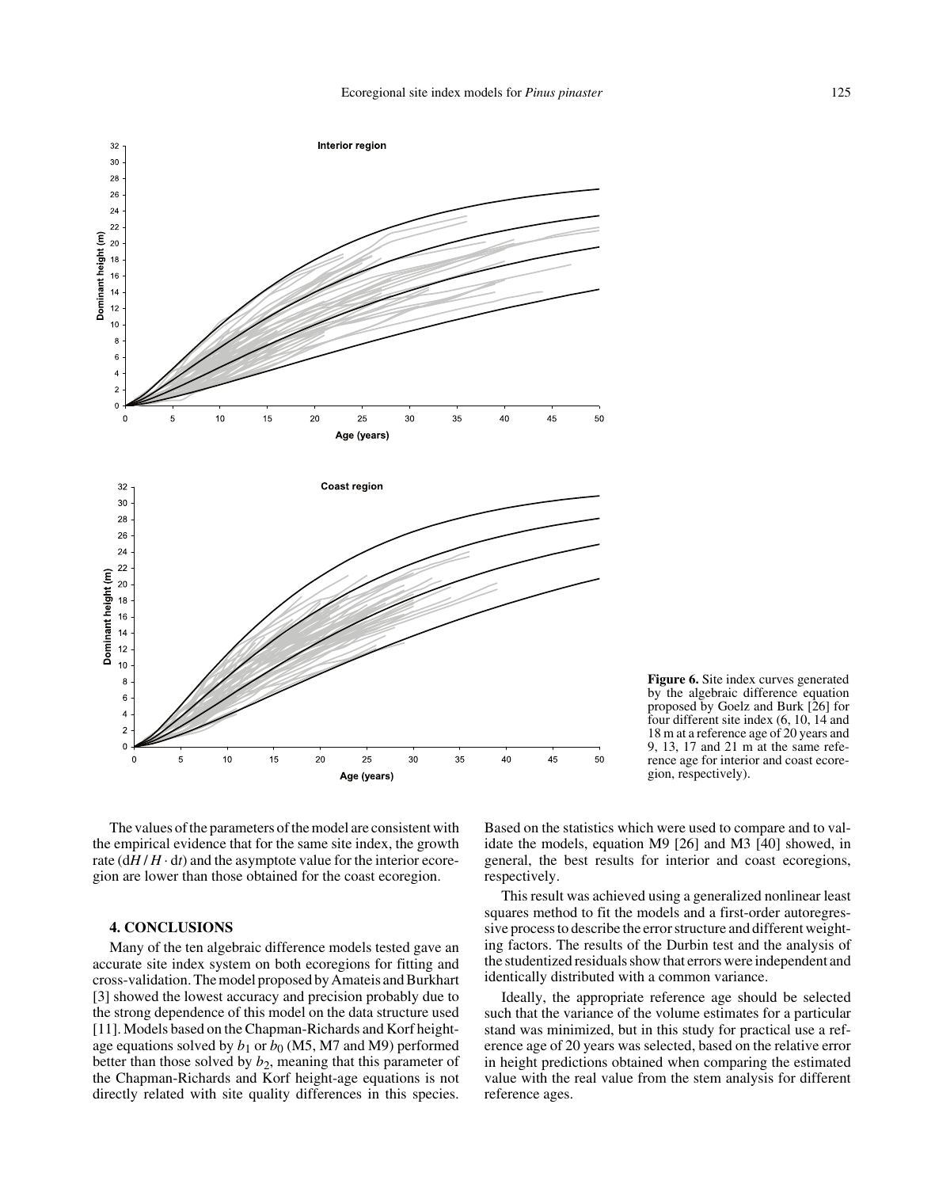Figure 6. Site index curves generated by the algebraic difference equation proposed by Goelz and Burk [26] for four different site index (6, 10, 14 and 18 m at a reference age of 20 years and 9, 13, 17 and 21 m at the same reference age for interior and coast ecoregion, respectively).

The values of the parameters of the model are consistent with the empirical evidence that for the same site index, the growth rate ($dH / H \cdot dt$) and the asymptote value for the interior ecoregion are lower than those obtained for the coast ecoregion.

## 4. CONCLUSIONS

Many of the ten algebraic difference models tested gave an accurate site index system on both ecoregions for fitting and cross-validation. The model proposed by Amateis and Burkhart [3] showed the lowest accuracy and precision probably due to the strong dependence of this model on the data structure used [11]. Models based on the Chapman-Richards and Korf height-age equations solved by $b_1$ or $b_0$ (M5, M7 and M9) performed better than those solved by $b_2$, meaning that this parameter of the Chapman-Richards and Korf height-age equations is not directly related with site quality differences in this species. Based on the statistics which were used to compare and to validate the models, equation M9 [26] and M3 [40] showed, in general, the best results for interior and coast ecoregions, respectively.

This result was achieved using a generalized nonlinear least squares method to fit the models and a first-order autoregressive process to describe the error structure and different weighting factors. The results of the Durbin test and the analysis of the studentized residuals show that errors were independent and identically distributed with a common variance.

Ideally, the appropriate reference age should be selected such that the variance of the volume estimates for a particular stand was minimized, but in this study for practical use a reference age of 20 years was selected, based on the relative error in height predictions obtained when comparing the estimated value with the real value from the stem analysis for different reference ages.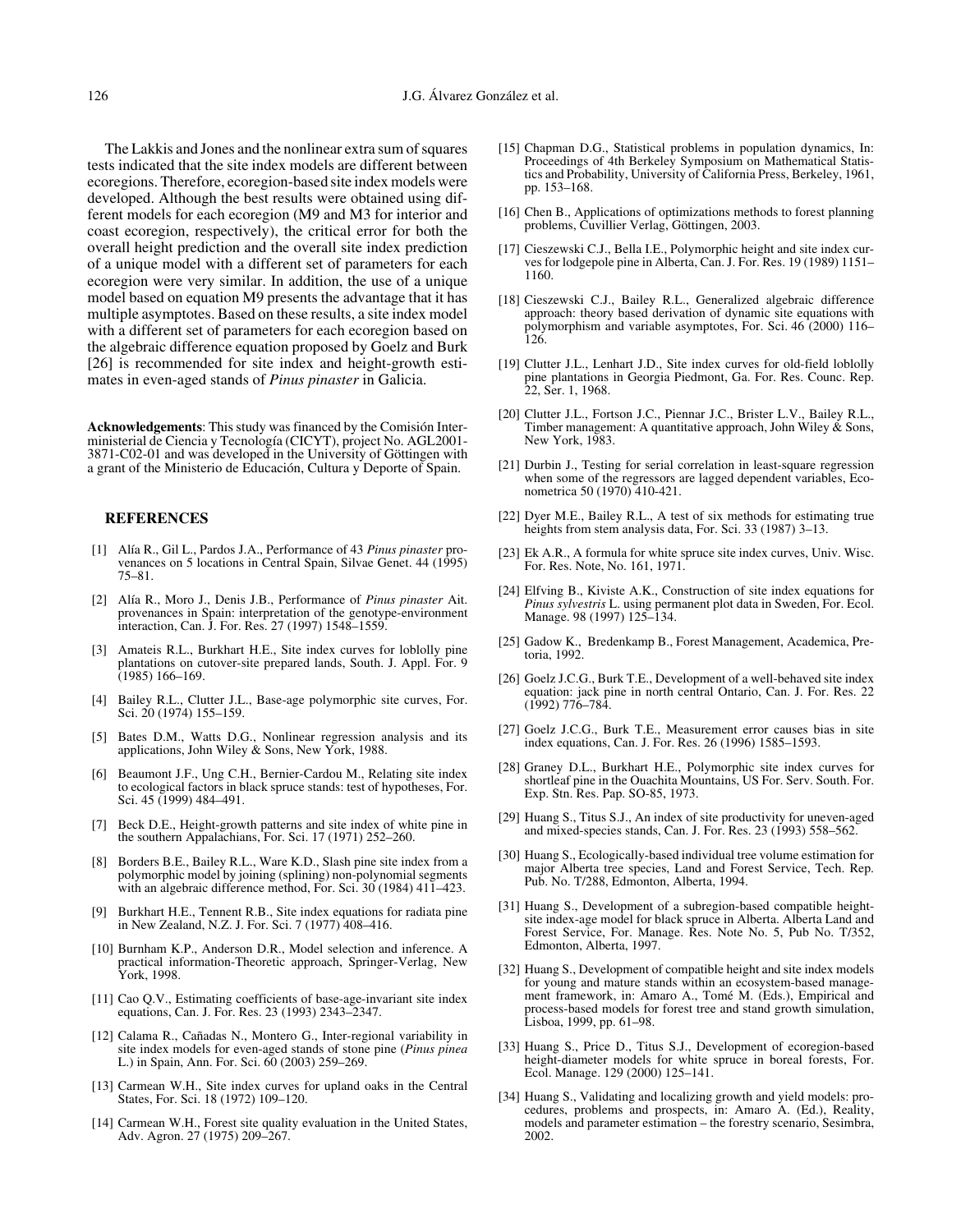The Lakkis and Jones and the nonlinear extra sum of squares tests indicated that the site index models are different between ecoregions. Therefore, ecoregion-based site index models were developed. Although the best results were obtained using different models for each ecoregion (M9 and M3 for interior and coast ecoregion, respectively), the critical error for both the overall height prediction and the overall site index prediction of a unique model with a different set of parameters for each ecoregion were very similar. In addition, the use of a unique model based on equation M9 presents the advantage that it has multiple asymptotes. Based on these results, a site index model with a different set of parameters for each ecoregion based on the algebraic difference equation proposed by Goelz and Burk [26] is recommended for site index and height-growth estimates in even-aged stands of *Pinus pinaster* in Galicia.

**Acknowledgements**: This study was financed by the Comisión Interministerial de Ciencia y Tecnología (CICYT), project No. AGL2001-3871-C02-01 and was developed in the University of Göttingen with a grant of the Ministerio de Educación, Cultura y Deporte of Spain.

## REFERENCES

[1] Alía R., Gil L., Pardos J.A., Performance of 43 *Pinus pinaster* provenances on 5 locations in Central Spain, Silvae Genet. 44 (1995) 75–81.

[2] Alía R., Moro J., Denis J.B., Performance of *Pinus pinaster* Ait. provenances in Spain: interpretation of the genotype-environment interaction, Can. J. For. Res. 27 (1997) 1548–1559.

[3] Amateis R.L., Burkhart H.E., Site index curves for loblolly pine plantations on cutover-site prepared lands, South. J. Appl. For. 9 (1985) 166–169.

[4] Bailey R.L., Clutter J.L., Base-age polymorphic site curves, For. Sci. 20 (1974) 155–159.

[5] Bates D.M., Watts D.G., Nonlinear regression analysis and its applications, John Wiley & Sons, New York, 1988.

[6] Beaumont J.F., Ung C.H., Bernier-Cardou M., Relating site index to ecological factors in black spruce stands: test of hypotheses, For. Sci. 45 (1999) 484–491.

[7] Beck D.E., Height-growth patterns and site index of white pine in the southern Appalachians, For. Sci. 17 (1971) 252–260.

[8] Borders B.E., Bailey R.L., Ware K.D., Slash pine site index from a polymorphic model by joining (splining) non-polynomial segments with an algebraic difference method, For. Sci. 30 (1984) 411–423.

[9] Burkhart H.E., Tennent R.B., Site index equations for radiata pine in New Zealand, N.Z. J. For. Sci. 7 (1977) 408–416.

[10] Burnham K.P., Anderson D.R., Model selection and inference. A practical information-Theoretic approach, Springer-Verlag, New York, 1998.

[11] Cao Q.V., Estimating coefficients of base-age-invariant site index equations, Can. J. For. Res. 23 (1993) 2343–2347.

[12] Calama R., Cañadas N., Montero G., Inter-regional variability in site index models for even-aged stands of stone pine (*Pinus pinea* L.) in Spain, Ann. For. Sci. 60 (2003) 259–269.

[13] Carmean W.H., Site index curves for upland oaks in the Central States, For. Sci. 18 (1972) 109–120.

[14] Carmean W.H., Forest site quality evaluation in the United States, Adv. Agron. 27 (1975) 209–267.

[15] Chapman D.G., Statistical problems in population dynamics, In: Proceedings of 4th Berkeley Symposium on Mathematical Statistics and Probability, University of California Press, Berkeley, 1961, pp. 153–168.

[16] Chen B., Applications of optimizations methods to forest planning problems, Cuvillier Verlag, Göttingen, 2003.

[17] Cieszewski C.J., Bella I.E., Polymorphic height and site index curves for lodgepole pine in Alberta, Can. J. For. Res. 19 (1989) 1151–1160.

[18] Cieszewski C.J., Bailey R.L., Generalized algebraic difference approach: theory based derivation of dynamic site equations with polymorphism and variable asymptotes, For. Sci. 46 (2000) 116–126.

[19] Clutter J.L., Lenhart J.D., Site index curves for old-field loblolly pine plantations in Georgia Piedmont, Ga. For. Res. Counc. Rep. 22, Ser. 1, 1968.

[20] Clutter J.L., Fortson J.C., Piennar J.C., Brister L.V., Bailey R.L., Timber management: A quantitative approach, John Wiley & Sons, New York, 1983.

[21] Durbin J., Testing for serial correlation in least-square regression when some of the regressors are lagged dependent variables, Econometrica 50 (1970) 410-421.

[22] Dyer M.E., Bailey R.L., A test of six methods for estimating true heights from stem analysis data, For. Sci. 33 (1987) 3–13.

[23] Ek A.R., A formula for white spruce site index curves, Univ. Wisc. For. Res. Note, No. 161, 1971.

[24] Elfving B., Kiviste A.K., Construction of site index equations for *Pinus sylvestris* L. using permanent plot data in Sweden, For. Ecol. Manage. 98 (1997) 125–134.

[25] Gadow K., Bredenkamp B., Forest Management, Academica, Pretoria, 1992.

[26] Goelz J.C.G., Burk T.E., Development of a well-behaved site index equation: jack pine in north central Ontario, Can. J. For. Res. 22 (1992) 776–784.

[27] Goelz J.C.G., Burk T.E., Measurement error causes bias in site index equations, Can. J. For. Res. 26 (1996) 1585–1593.

[28] Graney D.L., Burkhart H.E., Polymorphic site index curves for shortleaf pine in the Ouachita Mountains, US For. Serv. South. For. Exp. Stn. Res. Pap. SO-85, 1973.

[29] Huang S., Titus S.J., An index of site productivity for uneven-aged and mixed-species stands, Can. J. For. Res. 23 (1993) 558–562.

[30] Huang S., Ecologically-based individual tree volume estimation for major Alberta tree species, Land and Forest Service, Tech. Rep. Pub. No. T/288, Edmonton, Alberta, 1994.

[31] Huang S., Development of a subregion-based compatible height-site index-age model for black spruce in Alberta. Alberta Land and Forest Service, For. Manage. Res. Note No. 5, Pub No. T/352, Edmonton, Alberta, 1997.

[32] Huang S., Development of compatible height and site index models for young and mature stands within an ecosystem-based management framework, in: Amaro A., Tomé M. (Eds.), Empirical and process-based models for forest tree and stand growth simulation, Lisboa, 1999, pp. 61–98.

[33] Huang S., Price D., Titus S.J., Development of ecoregion-based height-diameter models for white spruce in boreal forests, For. Ecol. Manage. 129 (2000) 125–141.

[34] Huang S., Validating and localizing growth and yield models: procedures, problems and prospects, in: Amaro A. (Ed.), Reality, models and parameter estimation – the forestry scenario, Sesimbra, 2002.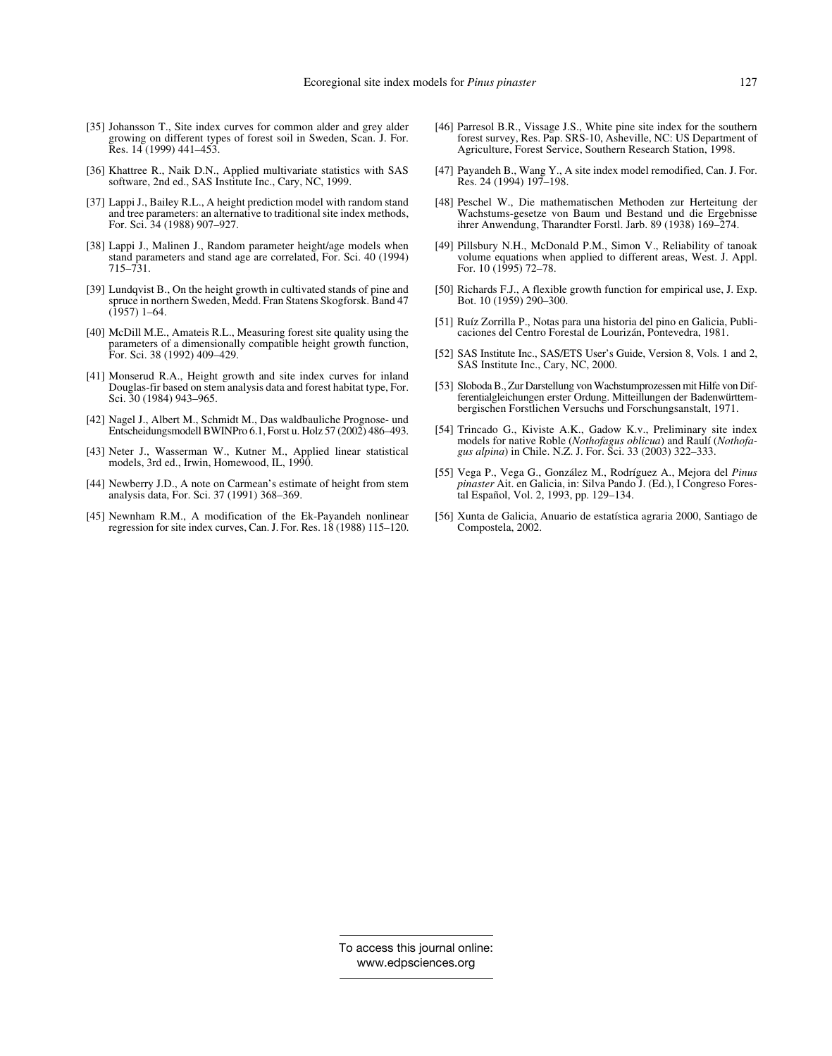[35] Johansson T., Site index curves for common alder and grey alder growing on different types of forest soil in Sweden, Scan. J. For. Res. 14 (1999) 441–453.

[36] Khattree R., Naik D.N., Applied multivariate statistics with SAS software, 2nd ed., SAS Institute Inc., Cary, NC, 1999.

[37] Lappi J., Bailey R.L., A height prediction model with random stand and tree parameters: an alternative to traditional site index methods, For. Sci. 34 (1988) 907–927.

[38] Lappi J., Malinen J., Random parameter height/age models when stand parameters and stand age are correlated, For. Sci. 40 (1994) 715–731.

[39] Lundqvist B., On the height growth in cultivated stands of pine and spruce in northern Sweden, Medd. Fran Statens Skogforsk. Band 47 (1957) 1–64.

[40] McDill M.E., Amateis R.L., Measuring forest site quality using the parameters of a dimensionally compatible height growth function, For. Sci. 38 (1992) 409–429.

[41] Monserud R.A., Height growth and site index curves for inland Douglas-fir based on stem analysis data and forest habitat type, For. Sci. 30 (1984) 943–965.

[42] Nagel J., Albert M., Schmidt M., Das waldbauliche Prognose- und Entscheidungsmodell BWINPro 6.1, Forst u. Holz 57 (2002) 486–493.

[43] Neter J., Wasserman W., Kutner M., Applied linear statistical models, 3rd ed., Irwin, Homewood, IL, 1990.

[44] Newberry J.D., A note on Carmean's estimate of height from stem analysis data, For. Sci. 37 (1991) 368–369.

[45] Newnham R.M., A modification of the Ek-Payandeh nonlinear regression for site index curves, Can. J. For. Res. 18 (1988) 115–120.

[46] Parresol B.R., Vissage J.S., White pine site index for the southern forest survey, Res. Pap. SRS-10, Asheville, NC: US Department of Agriculture, Forest Service, Southern Research Station, 1998.

[47] Payandeh B., Wang Y., A site index model remodified, Can. J. For. Res. 24 (1994) 197–198.

[48] Peschel W., Die mathematischen Methoden zur Herteitung der Wachstums-gesetze von Baum und Bestand und die Ergebnisse ihrer Anwendung, Tharandter Forstl. Jarb. 89 (1938) 169–274.

[49] Pillsbury N.H., McDonald P.M., Simon V., Reliability of tanoak volume equations when applied to different areas, West. J. Appl. For. 10 (1995) 72–78.

[50] Richards F.J., A flexible growth function for empirical use, J. Exp. Bot. 10 (1959) 290–300.

[51] Ruíz Zorrilla P., Notas para una historia del pino en Galicia, Publicaciones del Centro Forestal de Lourizán, Pontevedra, 1981.

[52] SAS Institute Inc., SAS/ETS User's Guide, Version 8, Vols. 1 and 2, SAS Institute Inc., Cary, NC, 2000.

[53] Sloboda B., Zur Darstellung von Wachstumprozessen mit Hilfe von Differentialgleichungen erster Ordung. Mitteillungen der Badenwürttembergischen Forstlichen Versuchs und Forschungsanstalt, 1971.

[54] Trincado G., Kiviste A.K., Gadow K.v., Preliminary site index models for native Roble (*Nothofagus oblicua*) and Raulí (*Nothofagus alpina*) in Chile. N.Z. J. For. Sci. 33 (2003) 322–333.

[55] Vega P., Vega G., González M., Rodríguez A., Mejora del *Pinus pinaster* Ait. en Galicia, in: Silva Pando J. (Ed.), I Congreso Forestal Español, Vol. 2, 1993, pp. 129–134.

[56] Xunta de Galicia, Anuario de estatística agraria 2000, Santiago de Compostela, 2002.

To access this journal online:
www.edpsciences.org